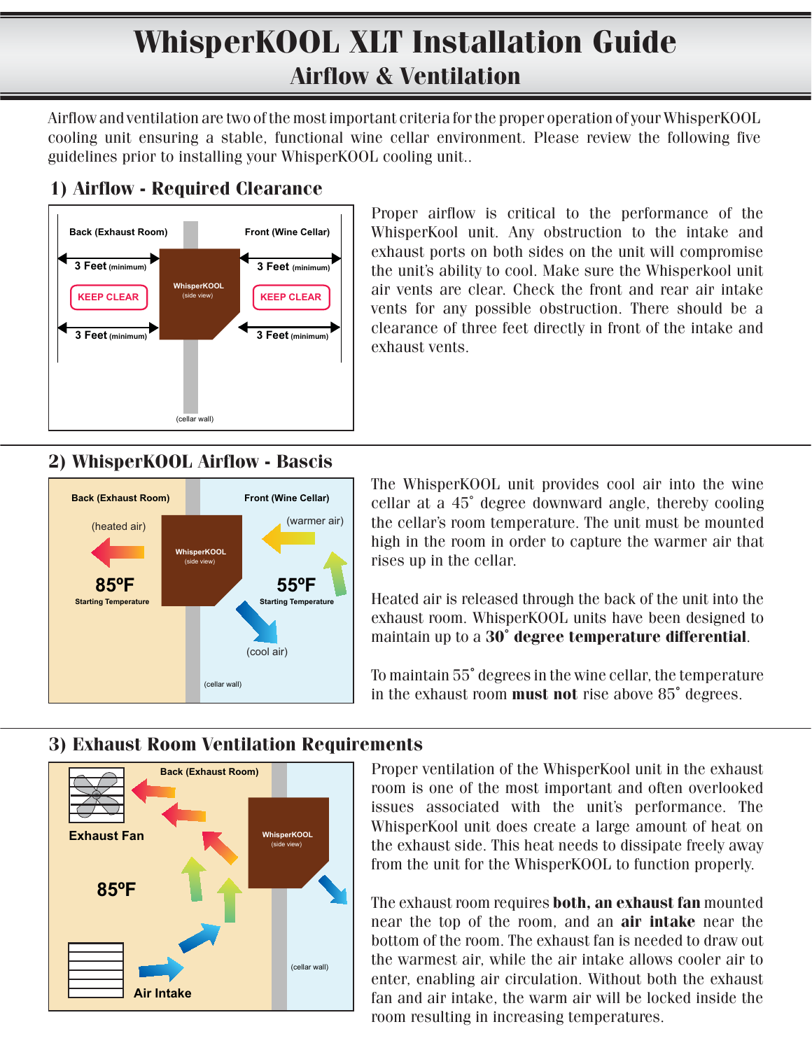# WhisperKOOL XLT Installation Guide

## Airflow & Ventilation

Airflow and ventilation are two of the most important criteria for the proper operation of your WhisperKOOL cooling unit ensuring a stable, functional wine cellar environment. Please review the following five guidelines prior to installing your WhisperKOOL cooling unit..

### 1) Airflow - Required Clearance

Back (Exhaust Room)

Front (Wine Cellar)

3 Feet (minimum)

3 Feet (minimum)

KEEP CLEAR

WhisperKOOL (side view)

KEEP CLEAR

3 Feet (minimum)

3 Feet (minimum)

(cellar wall)

Proper airflow is critical to the performance of the WhisperKool unit. Any obstruction to the intake and exhaust ports on both sides on the unit will compromise the unit's ability to cool. Make sure the Whisperkool unit air vents are clear. Check the front and rear air intake vents for any possible obstruction. There should be a clearance of three feet directly in front of the intake and exhaust vents.

### 2) WhisperKOOL Airflow - Bascis

Back (Exhaust Room)

Front (Wine Cellar)

(heated air)

WhisperKOOL (side view)

(warmer air)

85ºF Starting Temperature

55ºF Starting Temperature

(cool air)

(cellar wall)

The WhisperKOOL unit provides cool air into the wine cellar at a 45˚ degree downward angle, thereby cooling the cellar's room temperature. The unit must be mounted high in the room in order to capture the warmer air that rises up in the cellar.

Heated air is released through the back of the unit into the exhaust room. WhisperKOOL units have been designed to maintain up to a **30˚ degree temperature differential**.

To maintain 55˚ degrees in the wine cellar, the temperature in the exhaust room **must not** rise above 85˚ degrees.

### 3) Exhaust Room Ventilation Requirements

Back (Exhaust Room)

Exhaust Fan

WhisperKOOL (side view)

85ºF

(cellar wall)

Air Intake

Proper ventilation of the WhisperKool unit in the exhaust room is one of the most important and often overlooked issues associated with the unit's performance. The WhisperKool unit does create a large amount of heat on the exhaust side. This heat needs to dissipate freely away from the unit for the WhisperKOOL to function properly.

The exhaust room requires **both, an exhaust fan** mounted near the top of the room, and an **air intake** near the bottom of the room. The exhaust fan is needed to draw out the warmest air, while the air intake allows cooler air to enter, enabling air circulation. Without both the exhaust fan and air intake, the warm air will be locked inside the room resulting in increasing temperatures.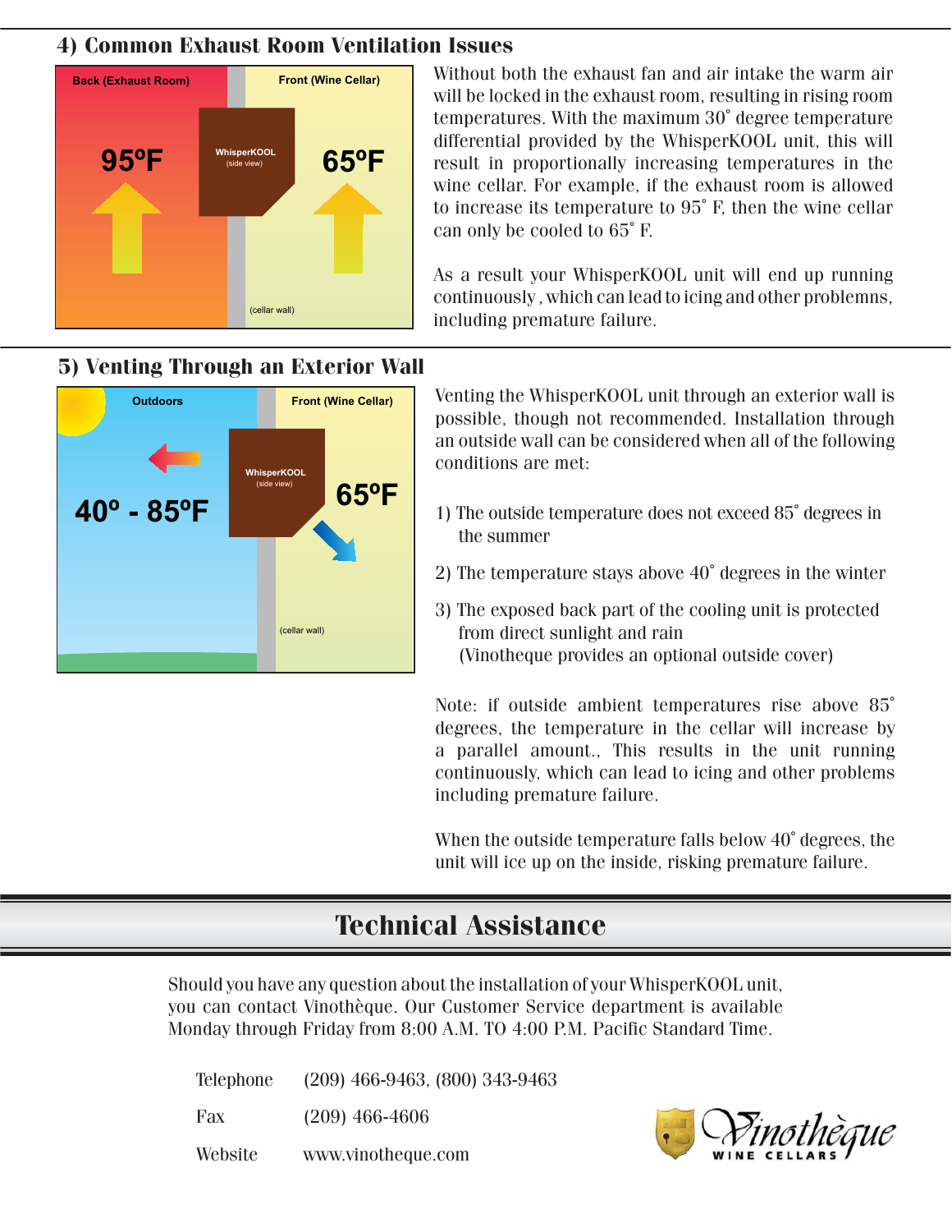## 4) Common Exhaust Room Ventilation Issues

Back (Exhaust Room)

Front (Wine Cellar)

95ºF

WhisperKOOL
(side view)

65ºF

(cellar wall)

Without both the exhaust fan and air intake the warm air will be locked in the exhaust room, resulting in rising room temperatures. With the maximum 30˚ degree temperature differential provided by the WhisperKOOL unit, this will result in proportionally increasing temperatures in the wine cellar. For example, if the exhaust room is allowed to increase its temperature to 95˚ F, then the wine cellar can only be cooled to 65˚ F.

As a result your WhisperKOOL unit will end up running continuously , which can lead to icing and other problemns, including premature failure.

## 5) Venting Through an Exterior Wall

Outdoors

Front (Wine Cellar)

WhisperKOOL
(side view)

40º - 85ºF

65ºF

(cellar wall)

Venting the WhisperKOOL unit through an exterior wall is possible, though not recommended. Installation through an outside wall can be considered when all of the following conditions are met:

1) The outside temperature does not exceed 85˚ degrees in the summer

2) The temperature stays above 40˚ degrees in the winter

3) The exposed back part of the cooling unit is protected from direct sunlight and rain
(Vinotheque provides an optional outside cover)

Note: if outside ambient temperatures rise above 85˚ degrees, the temperature in the cellar will increase by a parallel amount., This results in the unit running continuously, which can lead to icing and other problems including premature failure.

When the outside temperature falls below 40˚ degrees, the unit will ice up on the inside, risking premature failure.

# Technical Assistance

Should you have any question about the installation of your WhisperKOOL unit, you can contact Vinothèque. Our Customer Service department is available Monday through Friday from 8:00 A.M. TO 4:00 P.M. Pacific Standard Time.

| | |
|---|---|
| Telephone | (209) 466-9463, (800) 343-9463 |
| Fax | (209) 466-4606 |
| Website | www.vinotheque.com |

Vinothèque
WINE CELLARS